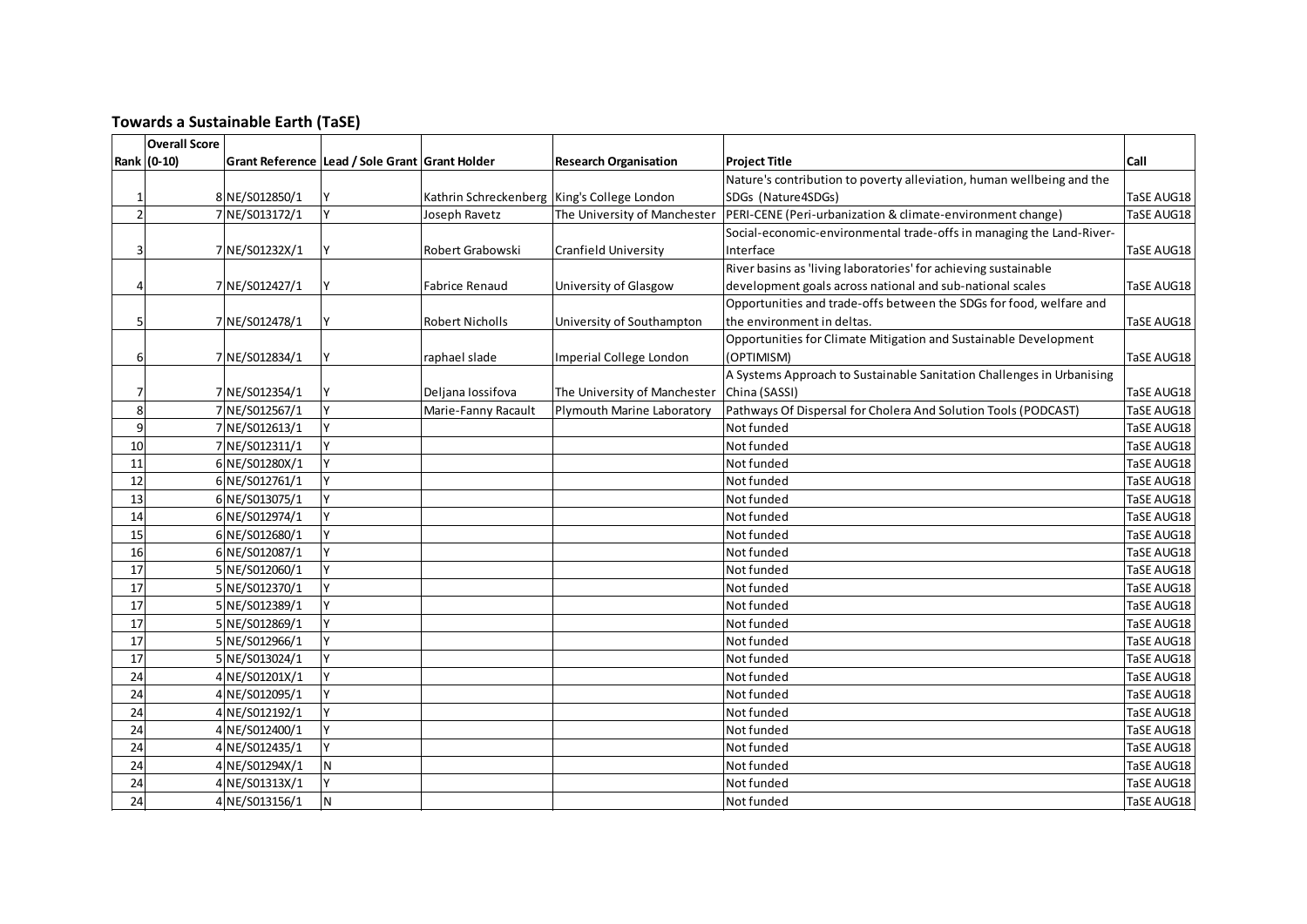## Towards a Sustainable Earth (TaSE)

| Rank | Overall Score (0-10) | Grant Reference | Lead / Sole Grant | Grant Holder | Research Organisation | Project Title | Call |
|---|---|---|---|---|---|---|---|
| 1 | 8 | NE/S012850/1 | Y | Kathrin Schreckenberg | King's College London | Nature's contribution to poverty alleviation, human wellbeing and the SDGs (Nature4SDGs) | TaSE AUG18 |
| 2 | 7 | NE/S013172/1 | Y | Joseph Ravetz | The University of Manchester | PERI-CENE (Peri-urbanization & climate-environment change) | TaSE AUG18 |
| 3 | 7 | NE/S01232X/1 | Y | Robert Grabowski | Cranfield University | Social-economic-environmental trade-offs in managing the Land-River-Interface | TaSE AUG18 |
| 4 | 7 | NE/S012427/1 | Y | Fabrice Renaud | University of Glasgow | River basins as 'living laboratories' for achieving sustainable development goals across national and sub-national scales | TaSE AUG18 |
| 5 | 7 | NE/S012478/1 | Y | Robert Nicholls | University of Southampton | Opportunities and trade-offs between the SDGs for food, welfare and the environment in deltas. | TaSE AUG18 |
| 6 | 7 | NE/S012834/1 | Y | raphael slade | Imperial College London | Opportunities for Climate Mitigation and Sustainable Development (OPTIMISM) | TaSE AUG18 |
| 7 | 7 | NE/S012354/1 | Y | Deljana Iossifova | The University of Manchester | A Systems Approach to Sustainable Sanitation Challenges in Urbanising China (SASSI) | TaSE AUG18 |
| 8 | 7 | NE/S012567/1 | Y | Marie-Fanny Racault | Plymouth Marine Laboratory | Pathways Of Dispersal for Cholera And Solution Tools (PODCAST) | TaSE AUG18 |
| 9 | 7 | NE/S012613/1 | Y | | | Not funded | TaSE AUG18 |
| 10 | 7 | NE/S012311/1 | Y | | | Not funded | TaSE AUG18 |
| 11 | 6 | NE/S01280X/1 | Y | | | Not funded | TaSE AUG18 |
| 12 | 6 | NE/S012761/1 | Y | | | Not funded | TaSE AUG18 |
| 13 | 6 | NE/S013075/1 | Y | | | Not funded | TaSE AUG18 |
| 14 | 6 | NE/S012974/1 | Y | | | Not funded | TaSE AUG18 |
| 15 | 6 | NE/S012680/1 | Y | | | Not funded | TaSE AUG18 |
| 16 | 6 | NE/S012087/1 | Y | | | Not funded | TaSE AUG18 |
| 17 | 5 | NE/S012060/1 | Y | | | Not funded | TaSE AUG18 |
| 17 | 5 | NE/S012370/1 | Y | | | Not funded | TaSE AUG18 |
| 17 | 5 | NE/S012389/1 | Y | | | Not funded | TaSE AUG18 |
| 17 | 5 | NE/S012869/1 | Y | | | Not funded | TaSE AUG18 |
| 17 | 5 | NE/S012966/1 | Y | | | Not funded | TaSE AUG18 |
| 17 | 5 | NE/S013024/1 | Y | | | Not funded | TaSE AUG18 |
| 24 | 4 | NE/S01201X/1 | Y | | | Not funded | TaSE AUG18 |
| 24 | 4 | NE/S012095/1 | Y | | | Not funded | TaSE AUG18 |
| 24 | 4 | NE/S012192/1 | Y | | | Not funded | TaSE AUG18 |
| 24 | 4 | NE/S012400/1 | Y | | | Not funded | TaSE AUG18 |
| 24 | 4 | NE/S012435/1 | Y | | | Not funded | TaSE AUG18 |
| 24 | 4 | NE/S01294X/1 | N | | | Not funded | TaSE AUG18 |
| 24 | 4 | NE/S01313X/1 | Y | | | Not funded | TaSE AUG18 |
| 24 | 4 | NE/S013156/1 | N | | | Not funded | TaSE AUG18 |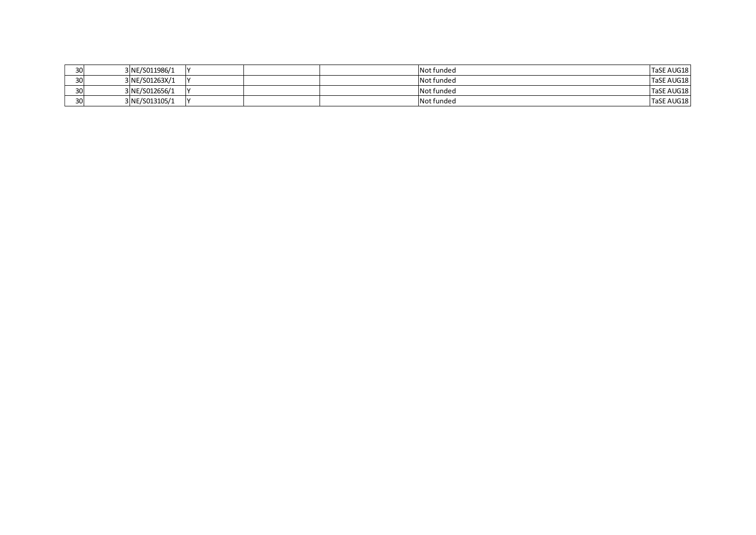| | | | | | | | |
|---|---|---|---|---|---|---|---|
| 30 | 3 | NE/S011986/1 | Y | | | Not funded | TaSE AUG18 |
| 30 | 3 | NE/S01263X/1 | Y | | | Not funded | TaSE AUG18 |
| 30 | 3 | NE/S012656/1 | Y | | | Not funded | TaSE AUG18 |
| 30 | 3 | NE/S013105/1 | Y | | | Not funded | TaSE AUG18 |